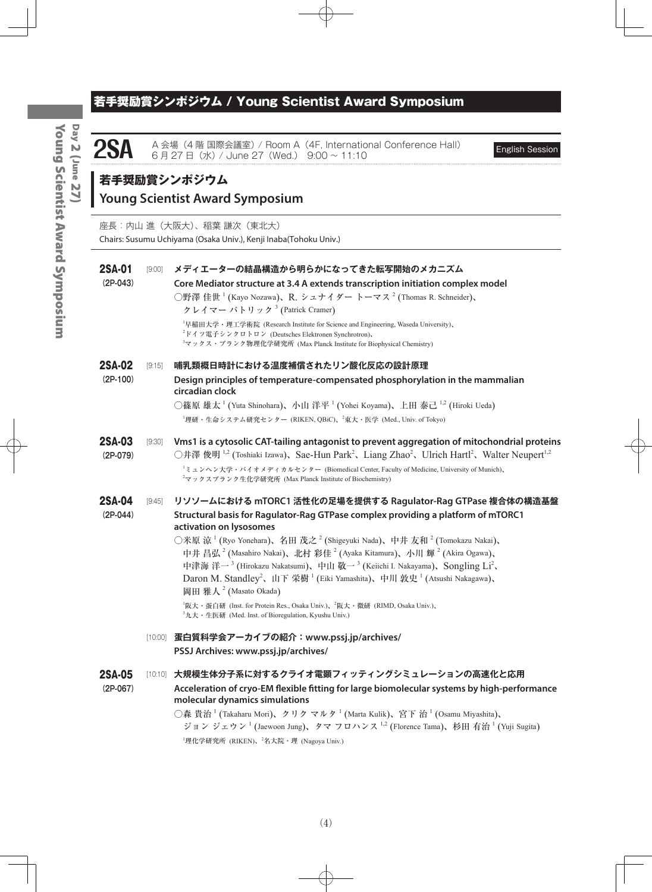# 若手奨励賞シンポジウム / Young Scientist Award Symposium

**2SA** A 会場（4 階 国際会議室）/ Room A（4F, International Conference Hall）
6 月 27 日（水）/ June 27（Wed.） 9:00 ~ 11:10 English Session

## 若手奨励賞シンポジウム
## Young Scientist Award Symposium

座長：内山 進（大阪大）、稲葉 謙次（東北大）
Chairs: Susumu Uchiyama (Osaka Univ.), Kenji Inaba(Tohoku Univ.)

**2SA-01** (2P-043) [9:00]
**メディエーターの結晶構造から明らかになってきた転写開始のメカニズム**
**Core Mediator structure at 3.4 A extends transcription initiation complex model**
○野澤 佳世[1] (Kayo Nozawa)、R. シュナイダー トーマス[2] (Thomas R. Schneider)、クレイマー パトリック[3] (Patrick Cramer)
[1]早稲田大学・理工学術院 (Research Institute for Science and Engineering, Waseda University)、[2]ドイツ電子シンクロトロン (Deutsches Elektronen Synchrotron)、[3]マックス・プランク物理化学研究所 (Max Planck Institute for Biophysical Chemistry)

**2SA-02** (2P-100) [9:15]
**哺乳類概日時計における温度補償されたリン酸化反応の設計原理**
**Design principles of temperature-compensated phosphorylation in the mammalian circadian clock**
○篠原 雄太[1] (Yuta Shinohara)、小山 洋平[1] (Yohei Koyama)、上田 泰己[1,2] (Hiroki Ueda)
[1]理研・生命システム研究センター (RIKEN, QBiC)、[2]東大・医学 (Med., Univ. of Tokyo)

**2SA-03** (2P-079) [9:30]
**Vms1 is a cytosolic CAT-tailing antagonist to prevent aggregation of mitochondrial proteins**
○井澤 俊明[1,2] (Toshiaki Izawa)、Sae-Hun Park[2]、Liang Zhao[2]、Ulrich Hartl[2]、Walter Neupert[1,2]
[1]ミュンヘン大学・バイオメディカルセンター (Biomedical Center, Faculty of Medicine, University of Munich)、[2]マックスプランク生化学研究所 (Max Planck Institute of Biochemistry)

**2SA-04** (2P-044) [9:45]
**リソソームにおける mTORC1 活性化の足場を提供する Ragulator-Rag GTPase 複合体の構造基盤**
**Structural basis for Ragulator-Rag GTPase complex providing a platform of mTORC1 activation on lysosomes**
○米原 涼[1] (Ryo Yonehara)、名田 茂之[2] (Shigeyuki Nada)、中井 友和[2] (Tomokazu Nakai)、中井 昌弘[2] (Masahiro Nakai)、北村 彩佳[2] (Ayaka Kitamura)、小川 輝[2] (Akira Ogawa)、中津海 洋一[3] (Hirokazu Nakatsumi)、中山 敬一[3] (Keiichi I. Nakayama)、Songling Li[2]、Daron M. Standley[2]、山下 栄樹[1] (Eiki Yamashita)、中川 敦史[1] (Atsushi Nakagawa)、岡田 雅人[2] (Masato Okada)
[1]阪大・蛋白研 (Inst. for Protein Res., Osaka Univ.)、[2]阪大・微研 (RIMD, Osaka Univ.)、[3]九大・生医研 (Med. Inst. of Bioregulation, Kyushu Univ.)

[10:00]
**蛋白質科学会アーカイブの紹介：www.pssj.jp/archives/**
**PSSJ Archives: www.pssj.jp/archives/**

**2SA-05** (2P-067) [10:10]
**大規模生体分子系に対するクライオ電顕フィッティングシミュレーションの高速化と応用**
**Acceleration of cryo-EM flexible fitting for large biomolecular systems by high-performance molecular dynamics simulations**
○森 貴治[1] (Takaharu Mori)、クリク マルタ[1] (Marta Kulik)、宮下 治[1] (Osamu Miyashita)、ジョン ジェウン[1] (Jaewoon Jung)、タマ フロハンス[1,2] (Florence Tama)、杉田 有治[1] (Yuji Sugita)
[1]理化学研究所 (RIKEN)、[2]名大院・理 (Nagoya Univ.)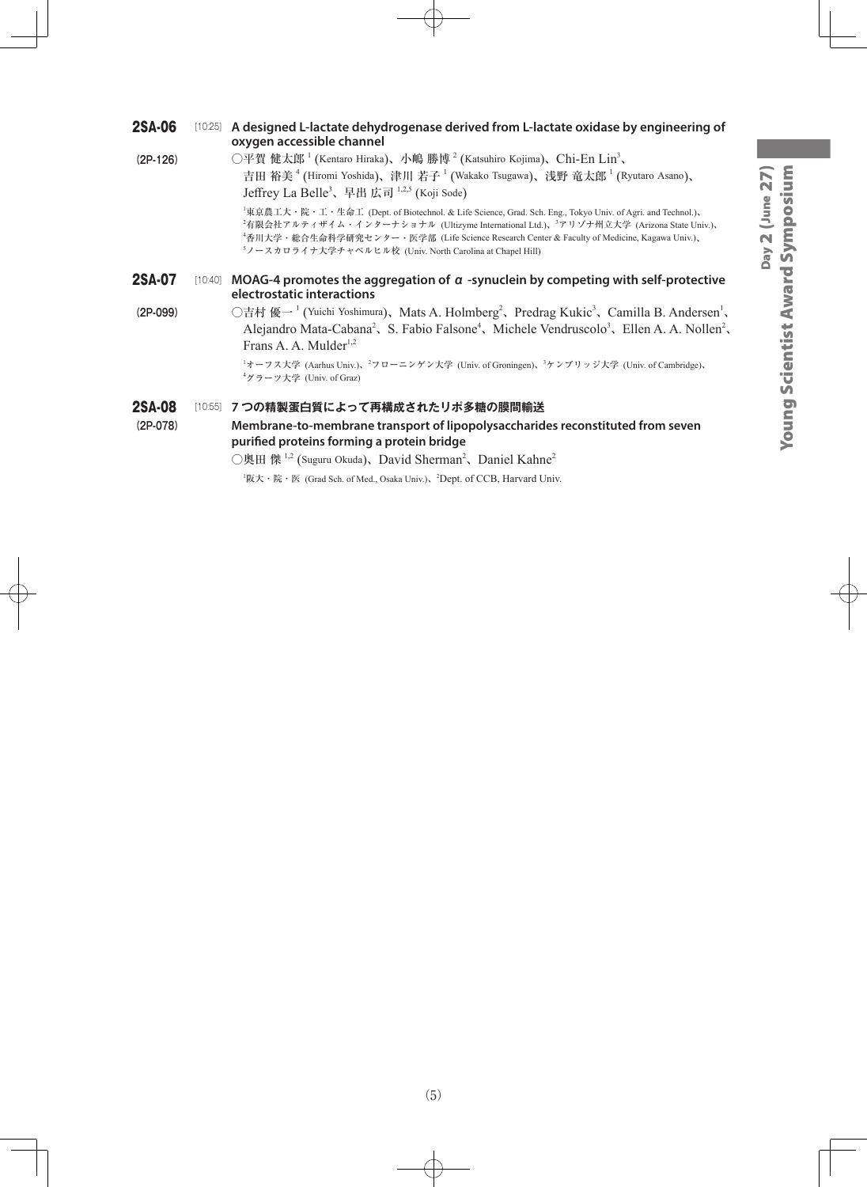**2SA-06** (2P-126) [10:25] **A designed L-lactate dehydrogenase derived from L-lactate oxidase by engineering of oxygen accessible channel**

○平賀 健太郎[1] (Kentaro Hiraka)、小嶋 勝博[2] (Katsuhiro Kojima)、Chi-En Lin[3]、吉田 裕美[4] (Hiromi Yoshida)、津川 若子[1] (Wakako Tsugawa)、浅野 竜太郎[1] (Ryutaro Asano)、Jeffrey La Belle[3]、早出 広司[1,2,5] (Koji Sode)

[1]東京農工大・院・工・生命工 (Dept. of Biotechnol. & Life Science, Grad. Sch. Eng., Tokyo Univ. of Agri. and Technol.)、[2]有限会社アルティザイム・インターナショナル (Ultizyme International Ltd.)、[3]アリゾナ州立大学 (Arizona State Univ.)、[4]香川大学・総合生命科学研究センター・医学部 (Life Science Research Center & Faculty of Medicine, Kagawa Univ.)、[5]ノースカロライナ大学チャペルヒル校 (Univ. North Carolina at Chapel Hill)

**2SA-07** (2P-099) [10:40] **MOAG-4 promotes the aggregation of α-synuclein by competing with self-protective electrostatic interactions**

○吉村 優一[1] (Yuichi Yoshimura)、Mats A. Holmberg[2]、Predrag Kukic[3]、Camilla B. Andersen[1]、Alejandro Mata-Cabana[2]、S. Fabio Falsone[4]、Michele Vendruscolo[3]、Ellen A. A. Nollen[2]、Frans A. A. Mulder[1,2]

[1]オーフス大学 (Aarhus Univ.)、[2]フローニンゲン大学 (Univ. of Groningen)、[3]ケンブリッジ大学 (Univ. of Cambridge)、[4]グラーツ大学 (Univ. of Graz)

**2SA-08** (2P-078) [10:55] **7つの精製蛋白質によって再構成されたリポ多糖の膜間輸送**

**Membrane-to-membrane transport of lipopolysaccharides reconstituted from seven purified proteins forming a protein bridge**

○奥田 傑[1,2] (Suguru Okuda)、David Sherman[2]、Daniel Kahne[2]

[1]阪大・院・医 (Grad Sch. of Med., Osaka Univ.)、[2]Dept. of CCB, Harvard Univ.